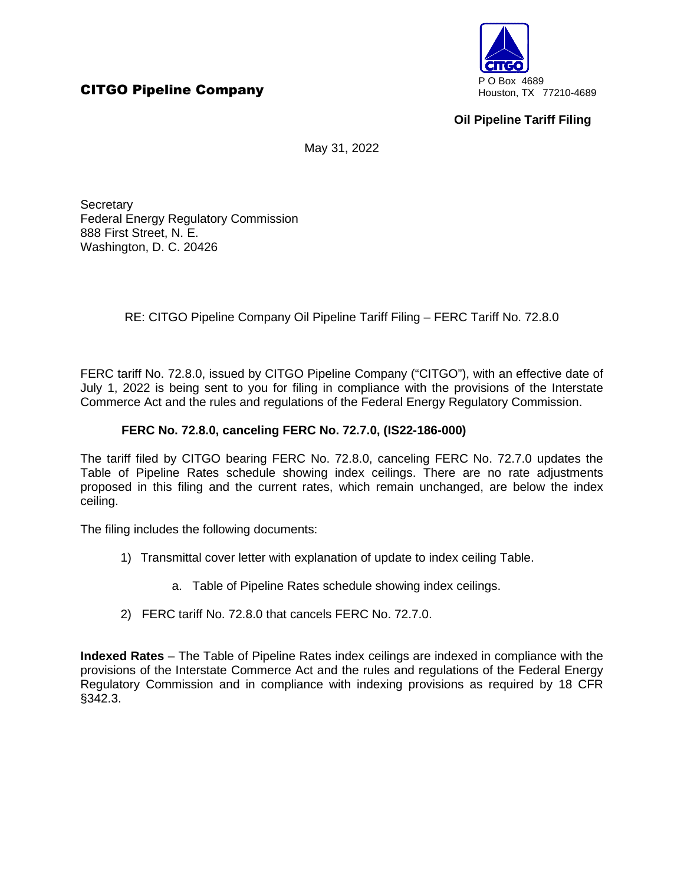**CITGO Pipeline Company**

P O Box 4689
Houston, TX 77210-4689

**Oil Pipeline Tariff Filing**

May 31, 2022

Secretary
Federal Energy Regulatory Commission
888 First Street, N. E.
Washington, D. C. 20426

RE: CITGO Pipeline Company Oil Pipeline Tariff Filing – FERC Tariff No. 72.8.0

FERC tariff No. 72.8.0, issued by CITGO Pipeline Company ("CITGO"), with an effective date of July 1, 2022 is being sent to you for filing in compliance with the provisions of the Interstate Commerce Act and the rules and regulations of the Federal Energy Regulatory Commission.

**FERC No. 72.8.0, canceling FERC No. 72.7.0, (IS22-186-000)**

The tariff filed by CITGO bearing FERC No. 72.8.0, canceling FERC No. 72.7.0 updates the Table of Pipeline Rates schedule showing index ceilings. There are no rate adjustments proposed in this filing and the current rates, which remain unchanged, are below the index ceiling.

The filing includes the following documents:

1) Transmittal cover letter with explanation of update to index ceiling Table.
   a. Table of Pipeline Rates schedule showing index ceilings.
2) FERC tariff No. 72.8.0 that cancels FERC No. 72.7.0.

**Indexed Rates** – The Table of Pipeline Rates index ceilings are indexed in compliance with the provisions of the Interstate Commerce Act and the rules and regulations of the Federal Energy Regulatory Commission and in compliance with indexing provisions as required by 18 CFR §342.3.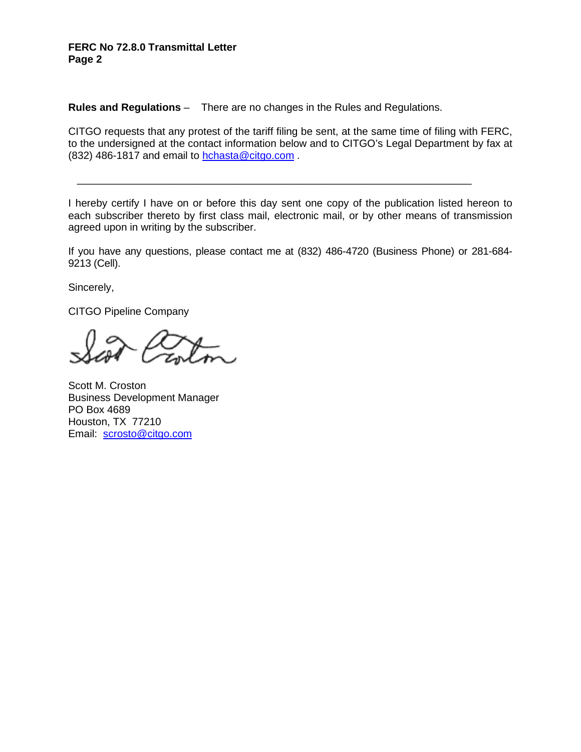**Rules and Regulations** – There are no changes in the Rules and Regulations.

CITGO requests that any protest of the tariff filing be sent, at the same time of filing with FERC, to the undersigned at the contact information below and to CITGO's Legal Department by fax at (832) 486-1817 and email to hchasta@citgo.com .

---

I hereby certify I have on or before this day sent one copy of the publication listed hereon to each subscriber thereto by first class mail, electronic mail, or by other means of transmission agreed upon in writing by the subscriber.

If you have any questions, please contact me at (832) 486-4720 (Business Phone) or 281-684-9213 (Cell).

Sincerely,

CITGO Pipeline Company

Scott M. Croston
Business Development Manager
PO Box 4689
Houston, TX 77210
Email: scrosto@citgo.com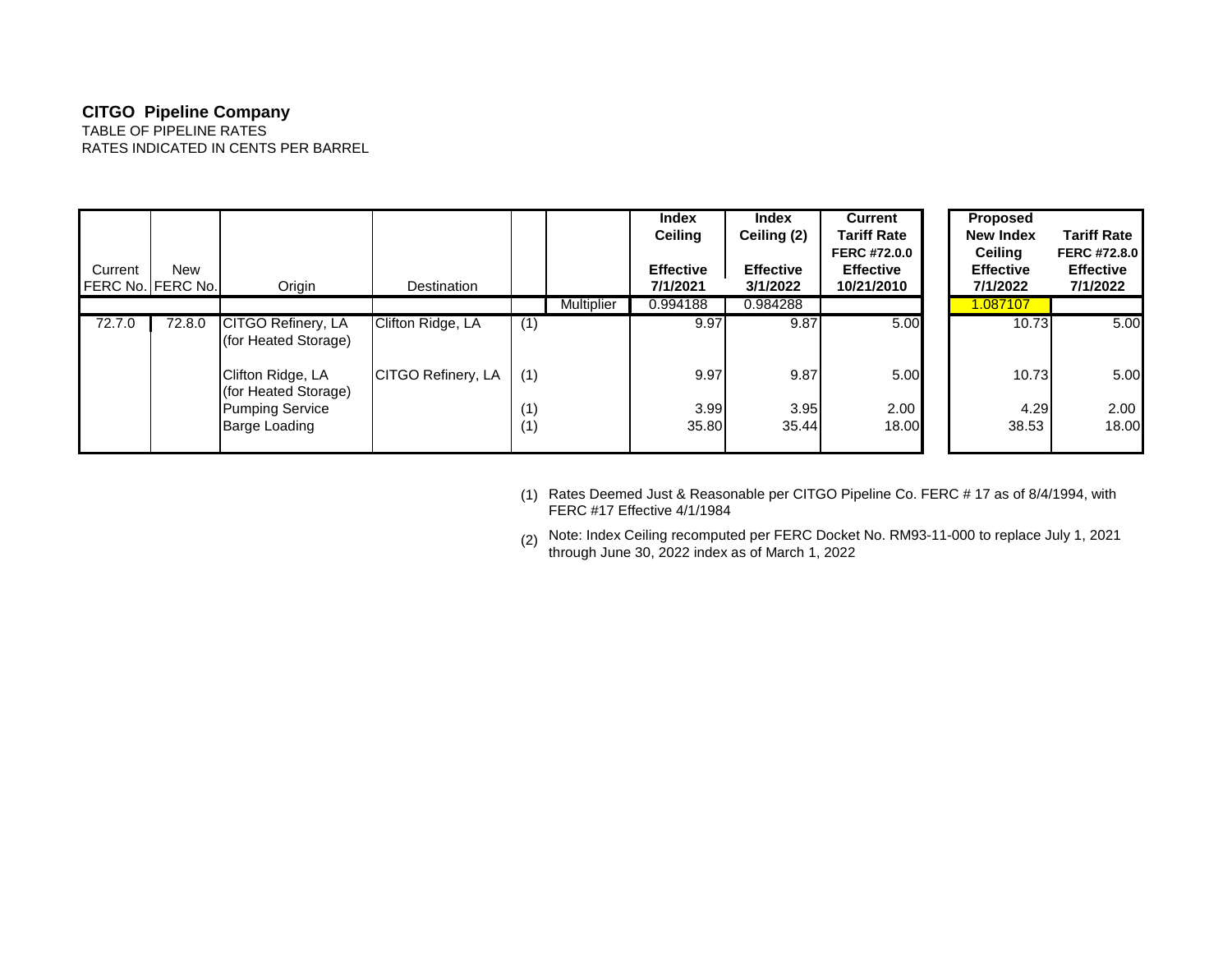**CITGO Pipeline Company**
TABLE OF PIPELINE RATES
RATES INDICATED IN CENTS PER BARREL

| Current FERC No. | New FERC No. | Origin | Destination | | | Index Ceiling Effective 7/1/2021 | Index Ceiling (2) Effective 3/1/2022 | Current Tariff Rate FERC #72.0.0 Effective 10/21/2010 | Proposed New Index Ceiling Effective 7/1/2022 | Tariff Rate FERC #72.8.0 Effective 7/1/2022 |
|---|---|---|---|---|---|---|---|---|---|---|
| | | | | | Multiplier | 0.994188 | 0.984288 | | 1.087107 | |
| 72.7.0 | 72.8.0 | CITGO Refinery, LA (for Heated Storage) | Clifton Ridge, LA | (1) | | 9.97 | 9.87 | 5.00 | 10.73 | 5.00 |
| | | Clifton Ridge, LA (for Heated Storage) | CITGO Refinery, LA | (1) | | 9.97 | 9.87 | 5.00 | 10.73 | 5.00 |
| | | Pumping Service | | (1) | | 3.99 | 3.95 | 2.00 | 4.29 | 2.00 |
| | | Barge Loading | | (1) | | 35.80 | 35.44 | 18.00 | 38.53 | 18.00 |

(1) Rates Deemed Just & Reasonable per CITGO Pipeline Co. FERC # 17 as of 8/4/1994, with FERC #17 Effective 4/1/1984

(2) Note: Index Ceiling recomputed per FERC Docket No. RM93-11-000 to replace July 1, 2021 through June 30, 2022 index as of March 1, 2022